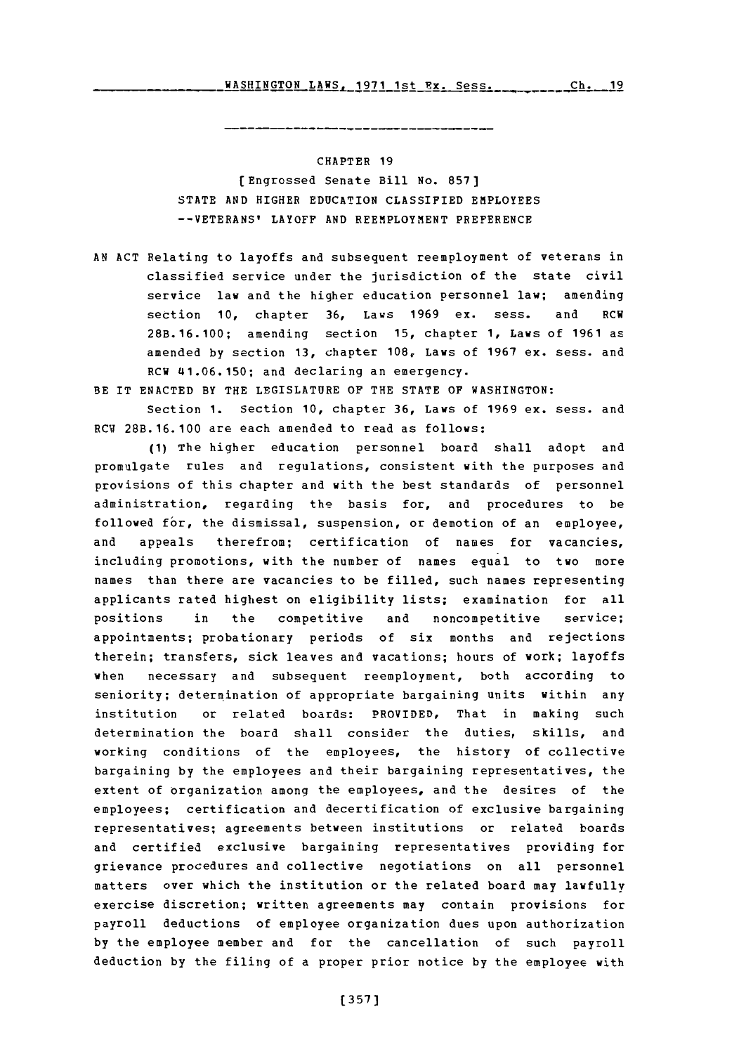CHAPTER 19

[Engrossed Senate Bill No. 857]

STATE AND HIGHER EDUCATION CLASSIFIED EMPLOYEES
--VETERANS' LAYOFF AND REEMPLOYMENT PREFERENCE

AN ACT Relating to layoffs and subsequent reemployment of veterans in classified service under the jurisdiction of the state civil service law and the higher education personnel law; amending section 10, chapter 36, Laws 1969 ex. sess. and RCW 28B.16.100; amending section 15, chapter 1, Laws of 1961 as amended by section 13, chapter 108, Laws of 1967 ex. sess. and RCW 41.06.150; and declaring an emergency.

BE IT ENACTED BY THE LEGISLATURE OF THE STATE OF WASHINGTON:

Section 1. Section 10, chapter 36, Laws of 1969 ex. sess. and RCW 28B.16.100 are each amended to read as follows:

(1) The higher education personnel board shall adopt and promulgate rules and regulations, consistent with the purposes and provisions of this chapter and with the best standards of personnel administration, regarding the basis for, and procedures to be followed for, the dismissal, suspension, or demotion of an employee, and appeals therefrom; certification of names for vacancies, including promotions, with the number of names equal to two more names than there are vacancies to be filled, such names representing applicants rated highest on eligibility lists; examination for all positions in the competitive and noncompetitive service; appointments; probationary periods of six months and rejections therein; transfers, sick leaves and vacations; hours of work; layoffs when necessary and subsequent reemployment, both according to seniority; determination of appropriate bargaining units within any institution or related boards: PROVIDED, That in making such determination the board shall consider the duties, skills, and working conditions of the employees, the history of collective bargaining by the employees and their bargaining representatives, the extent of organization among the employees, and the desires of the employees; certification and decertification of exclusive bargaining representatives; agreements between institutions or related boards and certified exclusive bargaining representatives providing for grievance procedures and collective negotiations on all personnel matters over which the institution or the related board may lawfully exercise discretion; written agreements may contain provisions for payroll deductions of employee organization dues upon authorization by the employee member and for the cancellation of such payroll deduction by the filing of a proper prior notice by the employee with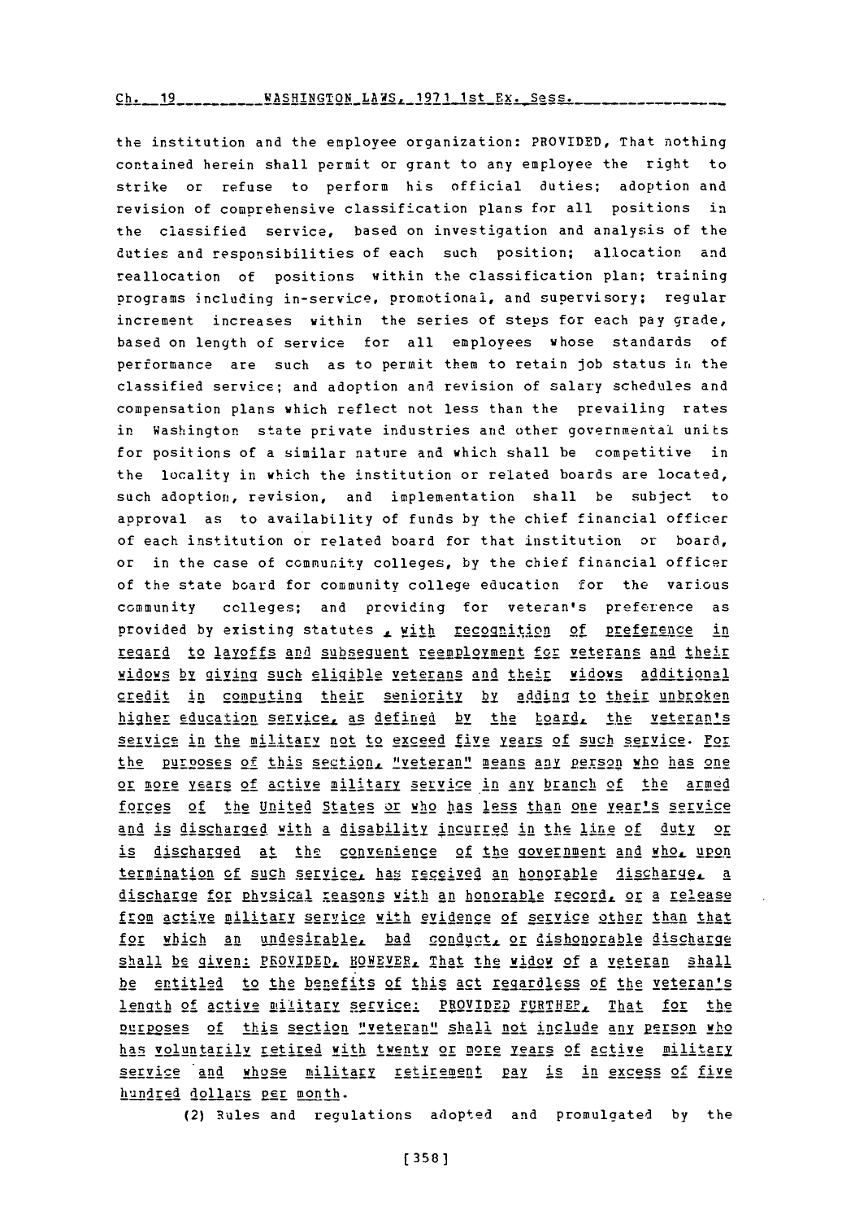the institution and the employee organization: PROVIDED, That nothing contained herein shall permit or grant to any employee the right to strike or refuse to perform his official duties; adoption and revision of comprehensive classification plans for all positions in the classified service, based on investigation and analysis of the duties and responsibilities of each such position; allocation and reallocation of positions within the classification plan; training programs including in-service, promotional, and supervisory; regular increment increases within the series of steps for each pay grade, based on length of service for all employees whose standards of performance are such as to permit them to retain job status in the classified service; and adoption and revision of salary schedules and compensation plans which reflect not less than the prevailing rates in Washington state private industries and other governmental units for positions of a similar nature and which shall be competitive in the locality in which the institution or related boards are located, such adoption, revision, and implementation shall be subject to approval as to availability of funds by the chief financial officer of each institution or related board for that institution or board, or in the case of community colleges, by the chief financial officer of the state board for community college education for the various community colleges; and providing for veteran's preference as provided by existing statutes, with recognition of preference in regard to layoffs and subsequent reemployment for veterans and their widows by giving such eligible veterans and their widows additional credit in computing their seniority by adding to their unbroken higher education service, as defined by the board, the veteran's service in the military not to exceed five years of such service. For the purposes of this section, "veteran" means any person who has one or more years of active military service in any branch of the armed forces of the United States or who has less than one year's service and is discharged with a disability incurred in the line of duty or is discharged at the convenience of the government and who, upon termination of such service, has received an honorable discharge, a discharge for physical reasons with an honorable record, or a release from active military service with evidence of service other than that for which an undesirable, bad conduct, or dishonorable discharge shall be given: PROVIDED, HOWEVER, That the widow of a veteran shall be entitled to the benefits of this act regardless of the veteran's length of active military service: PROVIDED FURTHER, That for the purposes of this section "veteran" shall not include any person who has voluntarily retired with twenty or more years of active military service and whose military retirement pay is in excess of five hundred dollars per month.

(2) Rules and regulations adopted and promulgated by the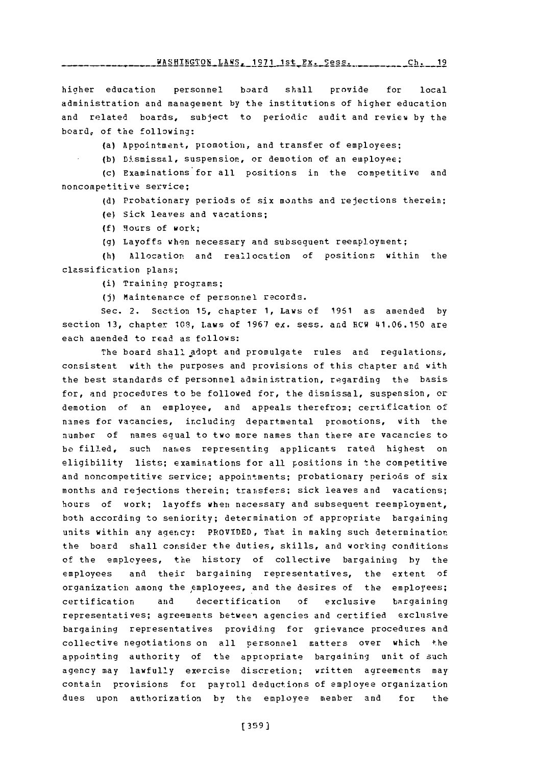higher education personnel board shall provide for local administration and management by the institutions of higher education and related boards, subject to periodic audit and review by the board, of the following:

(a) Appointment, promotion, and transfer of employees;

(b) Dismissal, suspension, or demotion of an employee;

(c) Examinations for all positions in the competitive and noncompetitive service;

(d) Probationary periods of six months and rejections therein;

(e) Sick leaves and vacations;

(f) Hours of work;

(g) Layoffs when necessary and subsequent reemployment;

(h) Allocation and reallocation of positions within the classification plans;

(i) Training programs;

(j) Maintenance of personnel records.

Sec. 2. Section 15, chapter 1, Laws of 1961 as amended by section 13, chapter 108, Laws of 1967 ex. sess. and RCW 41.06.150 are each amended to read as follows:

The board shall adopt and promulgate rules and regulations, consistent with the purposes and provisions of this chapter and with the best standards of personnel administration, regarding the basis for, and procedures to be followed for, the dismissal, suspension, or demotion of an employee, and appeals therefrom; certification of names for vacancies, including departmental promotions, with the number of names equal to two more names than there are vacancies to be filled, such names representing applicants rated highest on eligibility lists; examinations for all positions in the competitive and noncompetitive service; appointments; probationary periods of six months and rejections therein; transfers; sick leaves and vacations; hours of work; layoffs when necessary and subsequent reemployment, both according to seniority; determination of appropriate bargaining units within any agency: PROVIDED, That in making such determination the board shall consider the duties, skills, and working conditions of the employees, the history of collective bargaining by the employees and their bargaining representatives, the extent of organization among the employees, and the desires of the employees; certification and decertification of exclusive bargaining representatives; agreements between agencies and certified exclusive bargaining representatives providing for grievance procedures and collective negotiations on all personnel matters over which the appointing authority of the appropriate bargaining unit of such agency may lawfully exercise discretion; written agreements may contain provisions for payroll deductions of employee organization dues upon authorization by the employee member and for the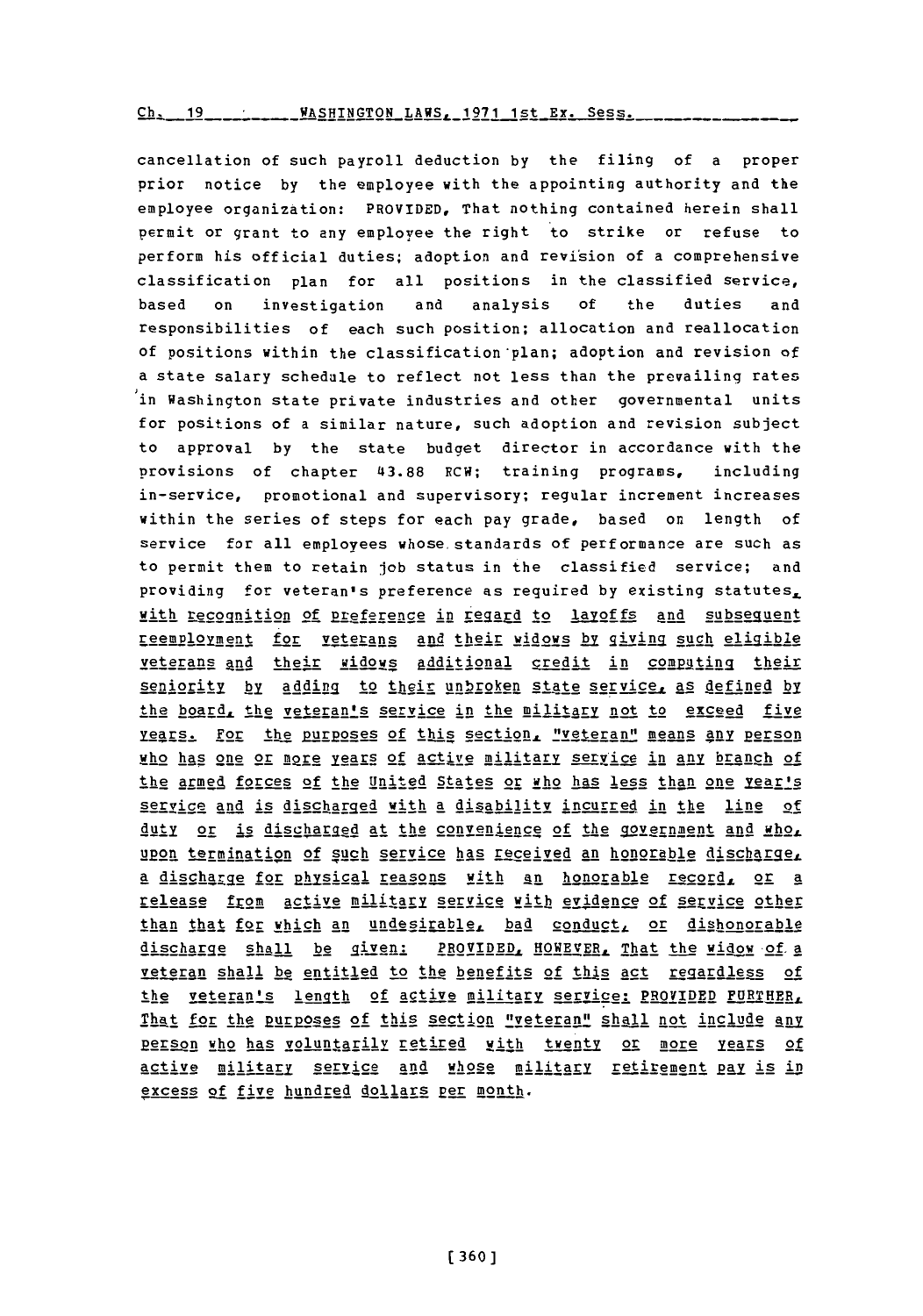cancellation of such payroll deduction by the filing of a proper prior notice by the employee with the appointing authority and the employee organization: PROVIDED, That nothing contained herein shall permit or grant to any employee the right to strike or refuse to perform his official duties; adoption and revision of a comprehensive classification plan for all positions in the classified service, based on investigation and analysis of the duties and responsibilities of each such position; allocation and reallocation of positions within the classification plan; adoption and revision of a state salary schedule to reflect not less than the prevailing rates in Washington state private industries and other governmental units for positions of a similar nature, such adoption and revision subject to approval by the state budget director in accordance with the provisions of chapter 43.88 RCW; training programs, including in-service, promotional and supervisory; regular increment increases within the series of steps for each pay grade, based on length of service for all employees whose standards of performance are such as to permit them to retain job status in the classified service; and providing for veteran's preference as required by existing statutes, <u>with recognition of preference in regard to layoffs and subsequent reemployment for veterans and their widows by giving such eligible veterans and their widows additional credit in computing their seniority by adding to their unbroken state service, as defined by the board, the veteran's service in the military not to exceed five years. For the purposes of this section, "veteran" means any person who has one or more years of active military service in any branch of the armed forces of the United States or who has less than one year's service and is discharged with a disability incurred in the line of duty or is discharged at the convenience of the government and who, upon termination of such service has received an honorable discharge, a discharge for physical reasons with an honorable record, or a release from active military service with evidence of service other than that for which an undesirable, bad conduct, or dishonorable discharge shall be given: PROVIDED, HOWEVER, That the widow of a veteran shall be entitled to the benefits of this act regardless of the veteran's length of active military service: PROVIDED FURTHER, That for the purposes of this section "veteran" shall not include any person who has voluntarily retired with twenty or more years of active military service and whose military retirement pay is in excess of five hundred dollars per month.</u>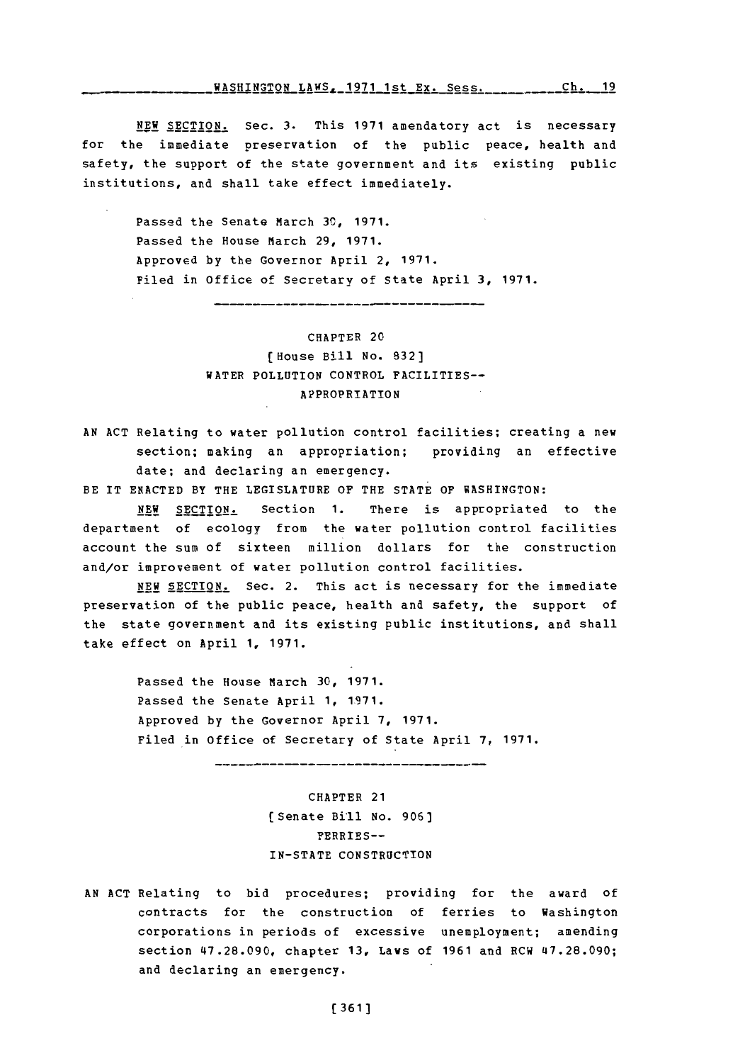NEW SECTION. Sec. 3. This 1971 amendatory act is necessary for the immediate preservation of the public peace, health and safety, the support of the state government and its existing public institutions, and shall take effect immediately.

Passed the Senate March 30, 1971.
Passed the House March 29, 1971.
Approved by the Governor April 2, 1971.
Filed in Office of Secretary of State April 3, 1971.

---

CHAPTER 20
[House Bill No. 832]
WATER POLLUTION CONTROL FACILITIES--
APPROPRIATION

AN ACT Relating to water pollution control facilities; creating a new section; making an appropriation; providing an effective date; and declaring an emergency.

BE IT ENACTED BY THE LEGISLATURE OF THE STATE OF WASHINGTON:

NEW SECTION. Section 1. There is appropriated to the department of ecology from the water pollution control facilities account the sum of sixteen million dollars for the construction and/or improvement of water pollution control facilities.

NEW SECTION. Sec. 2. This act is necessary for the immediate preservation of the public peace, health and safety, the support of the state government and its existing public institutions, and shall take effect on April 1, 1971.

Passed the House March 30, 1971.
Passed the Senate April 1, 1971.
Approved by the Governor April 7, 1971.
Filed in Office of Secretary of State April 7, 1971.

---

CHAPTER 21
[Senate Bill No. 906]
FERRIES--
IN-STATE CONSTRUCTION

AN ACT Relating to bid procedures; providing for the award of contracts for the construction of ferries to Washington corporations in periods of excessive unemployment; amending section 47.28.090, chapter 13, Laws of 1961 and RCW 47.28.090; and declaring an emergency.